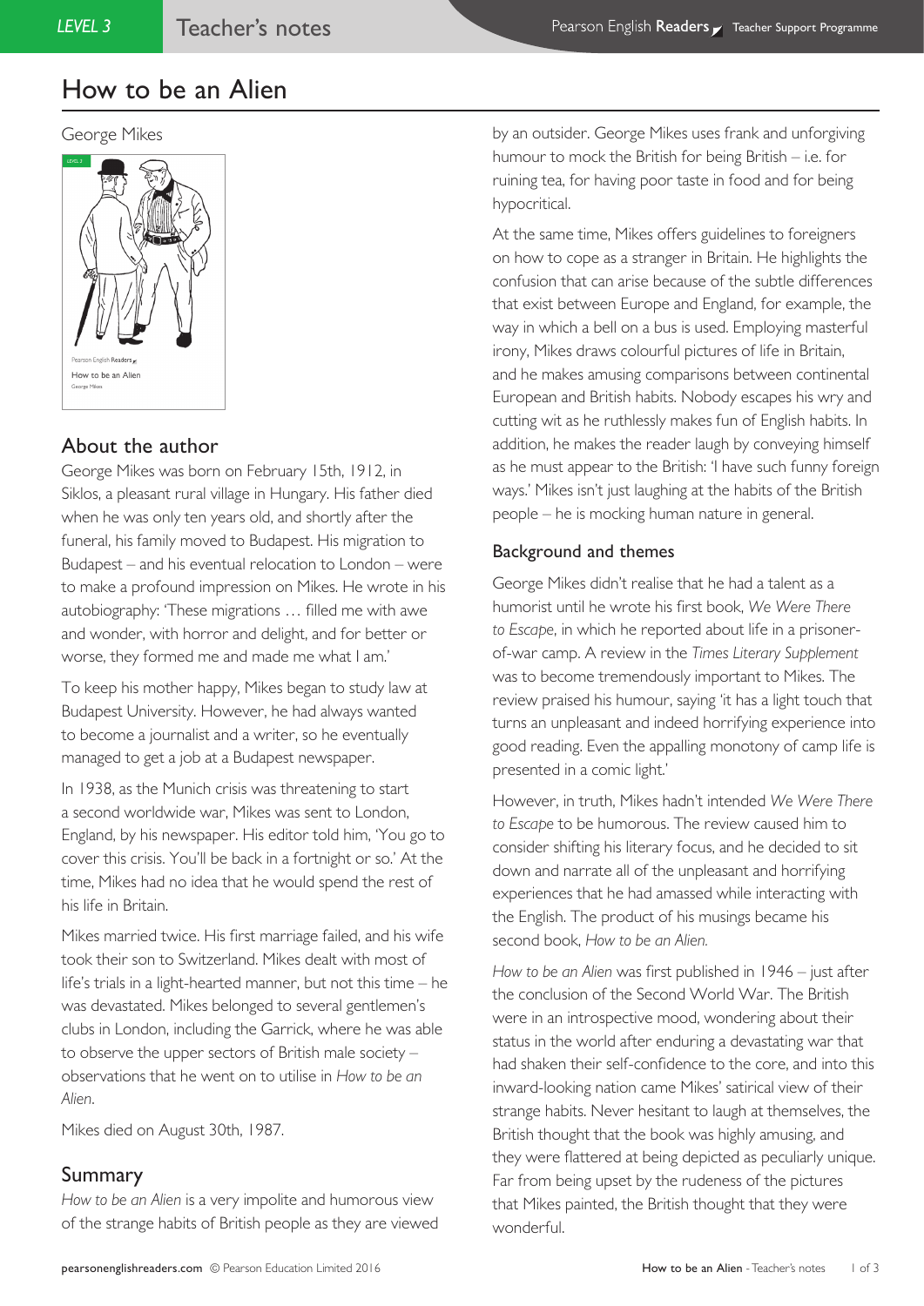# How to be an Alien

George Mikes

## About the author

George Mikes was born on February 15th, 1912, in Siklos, a pleasant rural village in Hungary. His father died when he was only ten years old, and shortly after the funeral, his family moved to Budapest. His migration to Budapest – and his eventual relocation to London – were to make a profound impression on Mikes. He wrote in his autobiography: 'These migrations … filled me with awe and wonder, with horror and delight, and for better or worse, they formed me and made me what I am.'

To keep his mother happy, Mikes began to study law at Budapest University. However, he had always wanted to become a journalist and a writer, so he eventually managed to get a job at a Budapest newspaper.

In 1938, as the Munich crisis was threatening to start a second worldwide war, Mikes was sent to London, England, by his newspaper. His editor told him, 'You go to cover this crisis. You'll be back in a fortnight or so.' At the time, Mikes had no idea that he would spend the rest of his life in Britain.

Mikes married twice. His first marriage failed, and his wife took their son to Switzerland. Mikes dealt with most of life's trials in a light-hearted manner, but not this time – he was devastated. Mikes belonged to several gentlemen's clubs in London, including the Garrick, where he was able to observe the upper sectors of British male society – observations that he went on to utilise in *How to be an Alien*.

Mikes died on August 30th, 1987.

## Summary

*How to be an Alien* is a very impolite and humorous view of the strange habits of British people as they are viewed by an outsider. George Mikes uses frank and unforgiving humour to mock the British for being British – i.e. for ruining tea, for having poor taste in food and for being hypocritical.

At the same time, Mikes offers guidelines to foreigners on how to cope as a stranger in Britain. He highlights the confusion that can arise because of the subtle differences that exist between Europe and England, for example, the way in which a bell on a bus is used. Employing masterful irony, Mikes draws colourful pictures of life in Britain, and he makes amusing comparisons between continental European and British habits. Nobody escapes his wry and cutting wit as he ruthlessly makes fun of English habits. In addition, he makes the reader laugh by conveying himself as he must appear to the British: 'I have such funny foreign ways.' Mikes isn't just laughing at the habits of the British people – he is mocking human nature in general.

## Background and themes

George Mikes didn't realise that he had a talent as a humorist until he wrote his first book, *We Were There to Escape*, in which he reported about life in a prisoner-of-war camp. A review in the *Times Literary Supplement* was to become tremendously important to Mikes. The review praised his humour, saying 'it has a light touch that turns an unpleasant and indeed horrifying experience into good reading. Even the appalling monotony of camp life is presented in a comic light.'

However, in truth, Mikes hadn't intended *We Were There to Escape* to be humorous. The review caused him to consider shifting his literary focus, and he decided to sit down and narrate all of the unpleasant and horrifying experiences that he had amassed while interacting with the English. The product of his musings became his second book, *How to be an Alien.*

*How to be an Alien* was first published in 1946 – just after the conclusion of the Second World War. The British were in an introspective mood, wondering about their status in the world after enduring a devastating war that had shaken their self-confidence to the core, and into this inward-looking nation came Mikes' satirical view of their strange habits. Never hesitant to laugh at themselves, the British thought that the book was highly amusing, and they were flattered at being depicted as peculiarly unique. Far from being upset by the rudeness of the pictures that Mikes painted, the British thought that they were wonderful.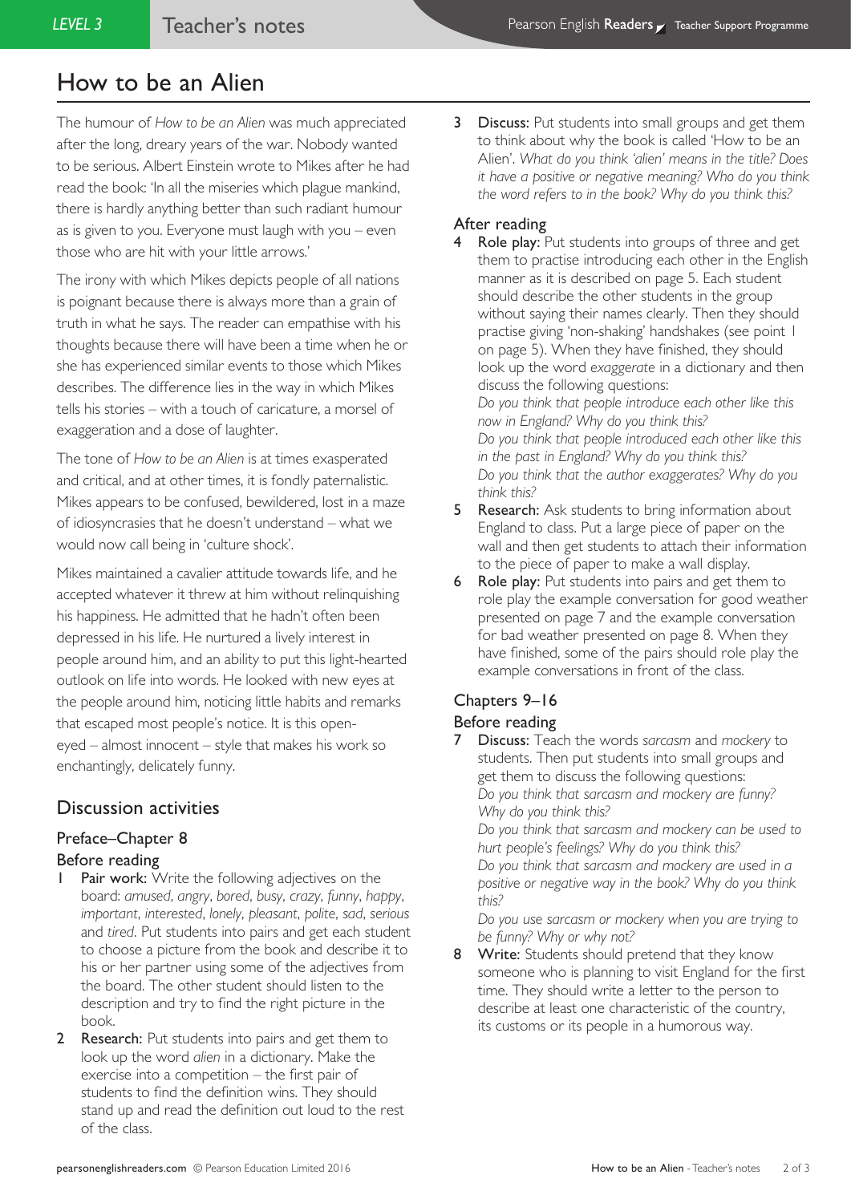# How to be an Alien

The humour of *How to be an Alien* was much appreciated after the long, dreary years of the war. Nobody wanted to be serious. Albert Einstein wrote to Mikes after he had read the book: 'In all the miseries which plague mankind, there is hardly anything better than such radiant humour as is given to you. Everyone must laugh with you – even those who are hit with your little arrows.'

The irony with which Mikes depicts people of all nations is poignant because there is always more than a grain of truth in what he says. The reader can empathise with his thoughts because there will have been a time when he or she has experienced similar events to those which Mikes describes. The difference lies in the way in which Mikes tells his stories – with a touch of caricature, a morsel of exaggeration and a dose of laughter.

The tone of *How to be an Alien* is at times exasperated and critical, and at other times, it is fondly paternalistic. Mikes appears to be confused, bewildered, lost in a maze of idiosyncrasies that he doesn't understand – what we would now call being in 'culture shock'.

Mikes maintained a cavalier attitude towards life, and he accepted whatever it threw at him without relinquishing his happiness. He admitted that he hadn't often been depressed in his life. He nurtured a lively interest in people around him, and an ability to put this light-hearted outlook on life into words. He looked with new eyes at the people around him, noticing little habits and remarks that escaped most people's notice. It is this open-eyed – almost innocent – style that makes his work so enchantingly, delicately funny.

## Discussion activities

### Preface–Chapter 8

#### Before reading

1. **Pair work:** Write the following adjectives on the board: *amused*, *angry*, *bored*, *busy*, *crazy*, *funny*, *happy*, *important*, *interested*, *lonely*, *pleasant*, *polite*, *sad*, *serious* and *tired*. Put students into pairs and get each student to choose a picture from the book and describe it to his or her partner using some of the adjectives from the board. The other student should listen to the description and try to find the right picture in the book.
2. **Research:** Put students into pairs and get them to look up the word *alien* in a dictionary. Make the exercise into a competition – the first pair of students to find the definition wins. They should stand up and read the definition out loud to the rest of the class.
3. **Discuss:** Put students into small groups and get them to think about why the book is called 'How to be an Alien'. *What do you think 'alien' means in the title? Does it have a positive or negative meaning? Who do you think the word refers to in the book? Why do you think this?*

#### After reading

4. **Role play:** Put students into groups of three and get them to practise introducing each other in the English manner as it is described on page 5. Each student should describe the other students in the group without saying their names clearly. Then they should practise giving 'non-shaking' handshakes (see point 1 on page 5). When they have finished, they should look up the word *exaggerate* in a dictionary and then discuss the following questions:
   *Do you think that people introduce each other like this now in England? Why do you think this?*
   *Do you think that people introduced each other like this in the past in England? Why do you think this?*
   *Do you think that the author exaggerates? Why do you think this?*
5. **Research:** Ask students to bring information about England to class. Put a large piece of paper on the wall and then get students to attach their information to the piece of paper to make a wall display.
6. **Role play:** Put students into pairs and get them to role play the example conversation for good weather presented on page 7 and the example conversation for bad weather presented on page 8. When they have finished, some of the pairs should role play the example conversations in front of the class.

### Chapters 9–16

#### Before reading

7. **Discuss:** Teach the words *sarcasm* and *mockery* to students. Then put students into small groups and get them to discuss the following questions:
   *Do you think that sarcasm and mockery are funny? Why do you think this?*
   *Do you think that sarcasm and mockery can be used to hurt people's feelings? Why do you think this?*
   *Do you think that sarcasm and mockery are used in a positive or negative way in the book? Why do you think this?*
   *Do you use sarcasm or mockery when you are trying to be funny? Why or why not?*
8. **Write:** Students should pretend that they know someone who is planning to visit England for the first time. They should write a letter to the person to describe at least one characteristic of the country, its customs or its people in a humorous way.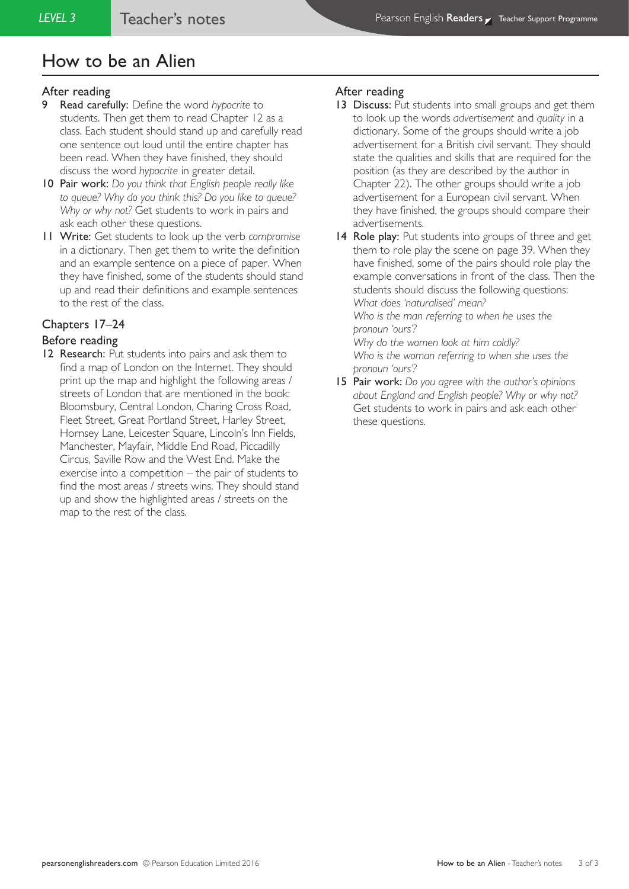# How to be an Alien

## After reading

**9 Read carefully:** Define the word *hypocrite* to students. Then get them to read Chapter 12 as a class. Each student should stand up and carefully read one sentence out loud until the entire chapter has been read. When they have finished, they should discuss the word *hypocrite* in greater detail.

**10 Pair work:** *Do you think that English people really like to queue? Why do you think this? Do you like to queue? Why or why not?* Get students to work in pairs and ask each other these questions.

**11 Write:** Get students to look up the verb *compromise* in a dictionary. Then get them to write the definition and an example sentence on a piece of paper. When they have finished, some of the students should stand up and read their definitions and example sentences to the rest of the class.

## Chapters 17–24

## Before reading

**12 Research:** Put students into pairs and ask them to find a map of London on the Internet. They should print up the map and highlight the following areas / streets of London that are mentioned in the book: Bloomsbury, Central London, Charing Cross Road, Fleet Street, Great Portland Street, Harley Street, Hornsey Lane, Leicester Square, Lincoln's Inn Fields, Manchester, Mayfair, Middle End Road, Piccadilly Circus, Saville Row and the West End. Make the exercise into a competition – the pair of students to find the most areas / streets wins. They should stand up and show the highlighted areas / streets on the map to the rest of the class.

## After reading

**13 Discuss:** Put students into small groups and get them to look up the words *advertisement* and *quality* in a dictionary. Some of the groups should write a job advertisement for a British civil servant. They should state the qualities and skills that are required for the position (as they are described by the author in Chapter 22). The other groups should write a job advertisement for a European civil servant. When they have finished, the groups should compare their advertisements.

**14 Role play:** Put students into groups of three and get them to role play the scene on page 39. When they have finished, some of the pairs should role play the example conversations in front of the class. Then the students should discuss the following questions:
*What does 'naturalised' mean?*
*Who is the man referring to when he uses the pronoun 'ours'?*
*Why do the women look at him coldly?*
*Who is the woman referring to when she uses the pronoun 'ours'?*

**15 Pair work:** *Do you agree with the author's opinions about England and English people? Why or why not?* Get students to work in pairs and ask each other these questions.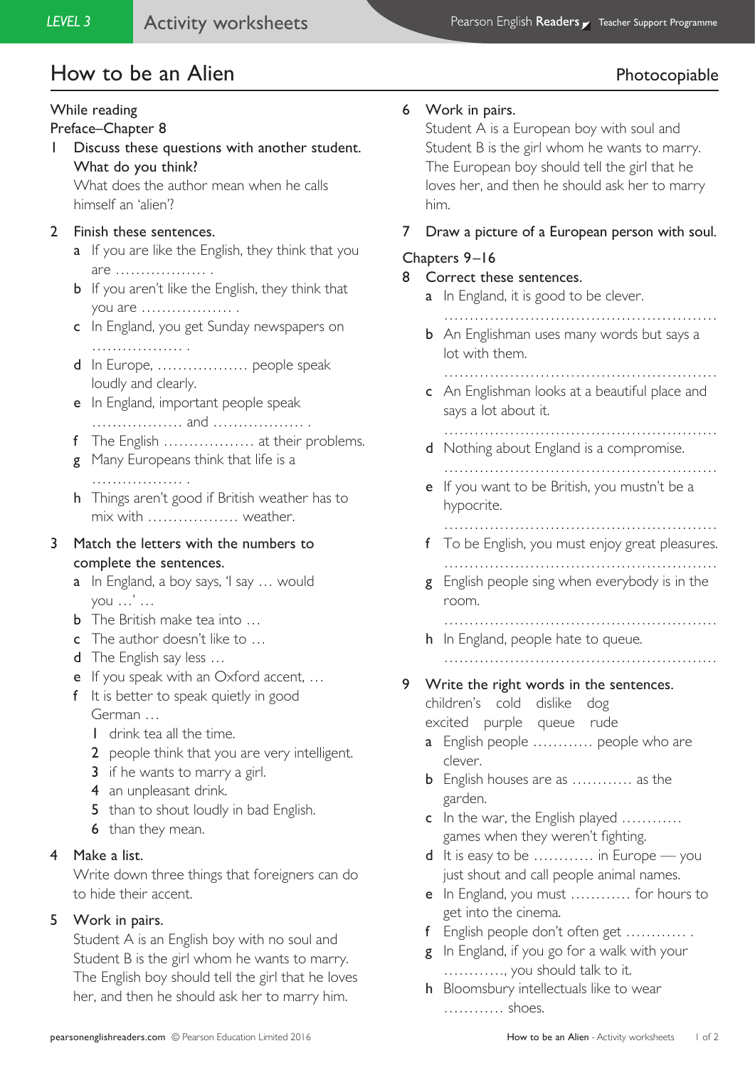# How to be an Alien

Photocopiable

## While reading

### Preface–Chapter 8

1 **Discuss these questions with another student. What do you think?**

What does the author mean when he calls himself an 'alien'?

2 **Finish these sentences.**

a If you are like the English, they think that you are .................. .

b If you aren't like the English, they think that you are .................. .

c In England, you get Sunday newspapers on .................. .

d In Europe, .................. people speak loudly and clearly.

e In England, important people speak .................. and .................. .

f The English .................. at their problems.

g Many Europeans think that life is a .................. .

h Things aren't good if British weather has to mix with .................. weather.

3 **Match the letters with the numbers to complete the sentences.**

a In England, a boy says, 'I say … would you …' …

b The British make tea into …

c The author doesn't like to …

d The English say less …

e If you speak with an Oxford accent, …

f It is better to speak quietly in good German …

1 drink tea all the time.

2 people think that you are very intelligent.

3 if he wants to marry a girl.

4 an unpleasant drink.

5 than to shout loudly in bad English.

6 than they mean.

4 **Make a list.**

Write down three things that foreigners can do to hide their accent.

5 **Work in pairs.**

Student A is an English boy with no soul and Student B is the girl whom he wants to marry. The English boy should tell the girl that he loves her, and then he should ask her to marry him.

6 **Work in pairs.**

Student A is a European boy with soul and Student B is the girl whom he wants to marry. The European boy should tell the girl that he loves her, and then he should ask her to marry him.

7 **Draw a picture of a European person with soul.**

### Chapters 9–16

8 **Correct these sentences.**

a In England, it is good to be clever.

......................................................

b An Englishman uses many words but says a lot with them.

......................................................

c An Englishman looks at a beautiful place and says a lot about it.

......................................................

d Nothing about England is a compromise.

......................................................

e If you want to be British, you mustn't be a hypocrite.

......................................................

f To be English, you must enjoy great pleasures.

......................................................

g English people sing when everybody is in the room.

......................................................

h In England, people hate to queue.

......................................................

9 **Write the right words in the sentences.**

children's cold dislike dog
excited purple queue rude

a English people ............ people who are clever.

b English houses are as ............ as the garden.

c In the war, the English played ............ games when they weren't fighting.

d It is easy to be ............ in Europe — you just shout and call people animal names.

e In England, you must ............ for hours to get into the cinema.

f English people don't often get ............ .

g In England, if you go for a walk with your ............, you should talk to it.

h Bloomsbury intellectuals like to wear ............ shoes.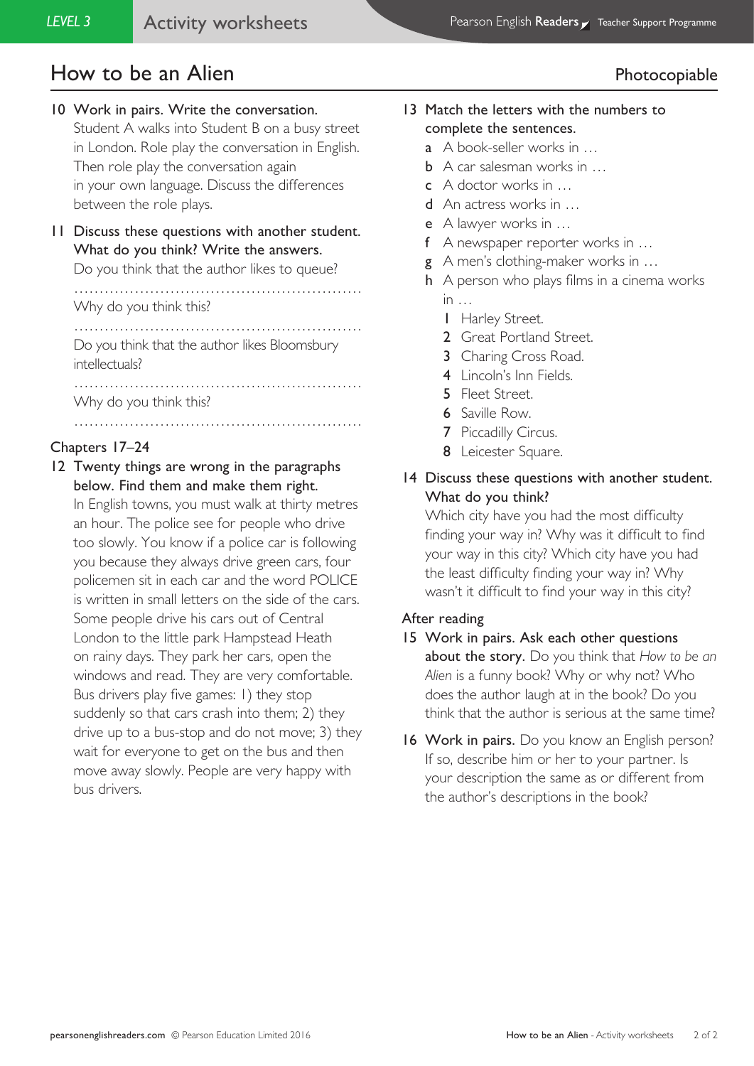# How to be an Alien

Photocopiable

**10 Work in pairs. Write the conversation.** Student A walks into Student B on a busy street in London. Role play the conversation in English. Then role play the conversation again in your own language. Discuss the differences between the role plays.

**11 Discuss these questions with another student. What do you think? Write the answers.**

Do you think that the author likes to queue?

..........................................................

Why do you think this?

..........................................................

Do you think that the author likes Bloomsbury intellectuals?

..........................................................

Why do you think this?

..........................................................

## Chapters 17–24

**12 Twenty things are wrong in the paragraphs below. Find them and make them right.**

In English towns, you must walk at thirty metres an hour. The police see for people who drive too slowly. You know if a police car is following you because they always drive green cars, four policemen sit in each car and the word POLICE is written in small letters on the side of the cars. Some people drive his cars out of Central London to the little park Hampstead Heath on rainy days. They park her cars, open the windows and read. They are very comfortable. Bus drivers play five games: 1) they stop suddenly so that cars crash into them; 2) they drive up to a bus-stop and do not move; 3) they wait for everyone to get on the bus and then move away slowly. People are very happy with bus drivers.

**13 Match the letters with the numbers to complete the sentences.**

- **a** A book-seller works in …
- **b** A car salesman works in …
- **c** A doctor works in …
- **d** An actress works in …
- **e** A lawyer works in …
- **f** A newspaper reporter works in …
- **g** A men's clothing-maker works in …
- **h** A person who plays films in a cinema works in …

1. Harley Street.
2. Great Portland Street.
3. Charing Cross Road.
4. Lincoln's Inn Fields.
5. Fleet Street.
6. Saville Row.
7. Piccadilly Circus.
8. Leicester Square.

**14 Discuss these questions with another student. What do you think?**

Which city have you had the most difficulty finding your way in? Why was it difficult to find your way in this city? Which city have you had the least difficulty finding your way in? Why wasn't it difficult to find your way in this city?

## After reading

**15 Work in pairs. Ask each other questions about the story.** Do you think that *How to be an Alien* is a funny book? Why or why not? Who does the author laugh at in the book? Do you think that the author is serious at the same time?

**16 Work in pairs.** Do you know an English person? If so, describe him or her to your partner. Is your description the same as or different from the author's descriptions in the book?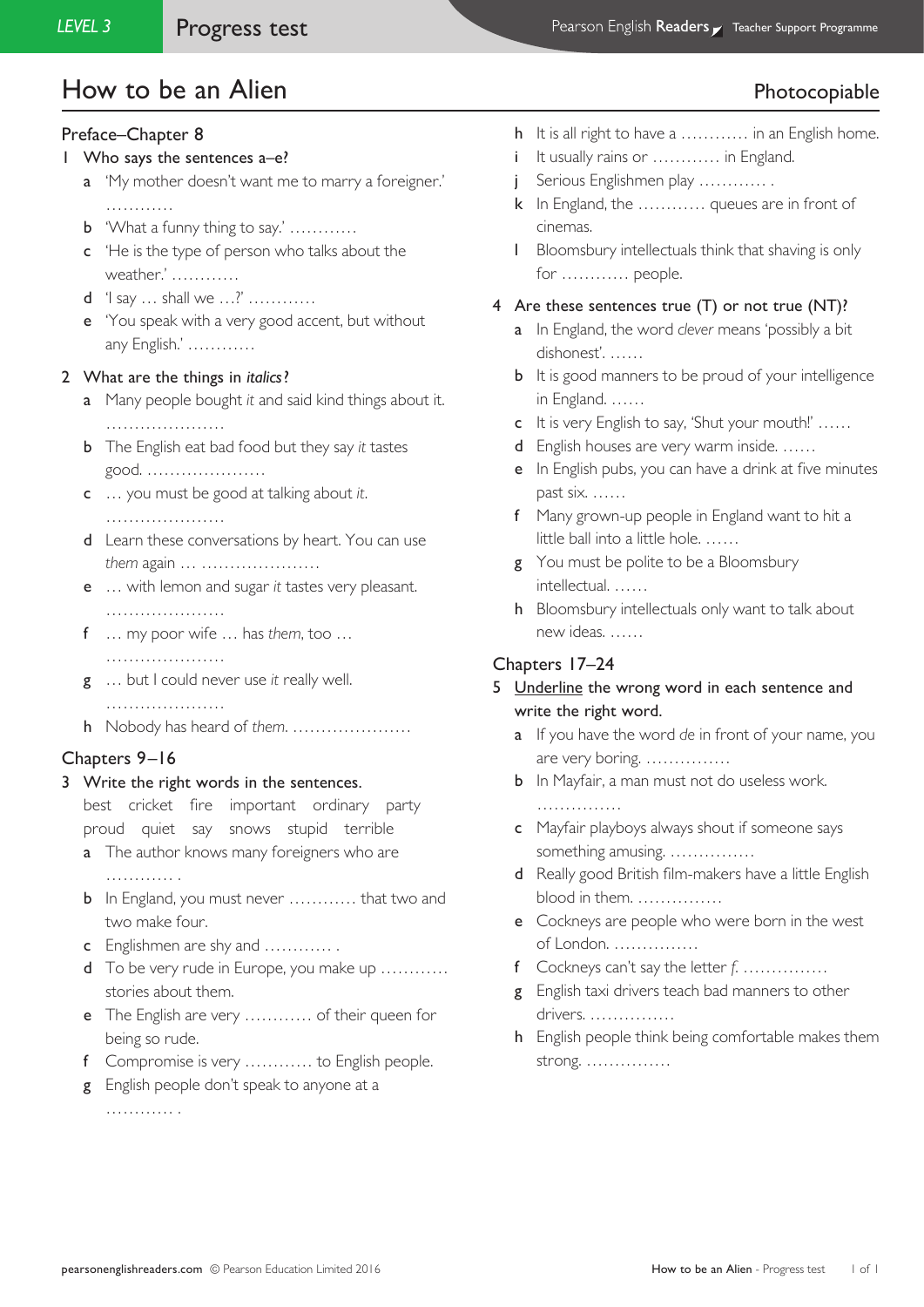# How to be an Alien

Photocopiable

## Preface–Chapter 8

1 **Who says the sentences a–e?**

a 'My mother doesn't want me to marry a foreigner.' …………

b 'What a funny thing to say.' …………

c 'He is the type of person who talks about the weather.' …………

d 'I say … shall we …?' …………

e 'You speak with a very good accent, but without any English.' …………

2 **What are the things in *italics*?**

a Many people bought *it* and said kind things about it. …………………

b The English eat bad food but they say *it* tastes good. …………………

c … you must be good at talking about *it*. …………………

d Learn these conversations by heart. You can use *them* again … …………………

e … with lemon and sugar *it* tastes very pleasant. …………………

f … my poor wife … has *them*, too … …………………

g … but I could never use *it* really well. …………………

h Nobody has heard of *them*. …………………

## Chapters 9–16

3 **Write the right words in the sentences.**

best cricket fire important ordinary party proud quiet say snows stupid terrible

a The author knows many foreigners who are ………… .

b In England, you must never ………… that two and two make four.

c Englishmen are shy and ………… .

d To be very rude in Europe, you make up ………… stories about them.

e The English are very ………… of their queen for being so rude.

f Compromise is very ………… to English people.

g English people don't speak to anyone at a ………… .

h It is all right to have a ………… in an English home.

i It usually rains or ………… in England.

j Serious Englishmen play ………… .

k In England, the ………… queues are in front of cinemas.

l Bloomsbury intellectuals think that shaving is only for ………… people.

4 **Are these sentences true (T) or not true (NT)?**

a In England, the word *clever* means 'possibly a bit dishonest'. ……

b It is good manners to be proud of your intelligence in England. ……

c It is very English to say, 'Shut your mouth!' ……

d English houses are very warm inside. ……

e In English pubs, you can have a drink at five minutes past six. ……

f Many grown-up people in England want to hit a little ball into a little hole. ……

g You must be polite to be a Bloomsbury intellectual. ……

h Bloomsbury intellectuals only want to talk about new ideas. ……

## Chapters 17–24

5 **Underline the wrong word in each sentence and write the right word.**

a If you have the word *de* in front of your name, you are very boring. ……………

b In Mayfair, a man must not do useless work. ……………

c Mayfair playboys always shout if someone says something amusing. ……………

d Really good British film-makers have a little English blood in them. ……………

e Cockneys are people who were born in the west of London. ……………

f Cockneys can't say the letter *f*. ……………

g English taxi drivers teach bad manners to other drivers. ……………

h English people think being comfortable makes them strong. ……………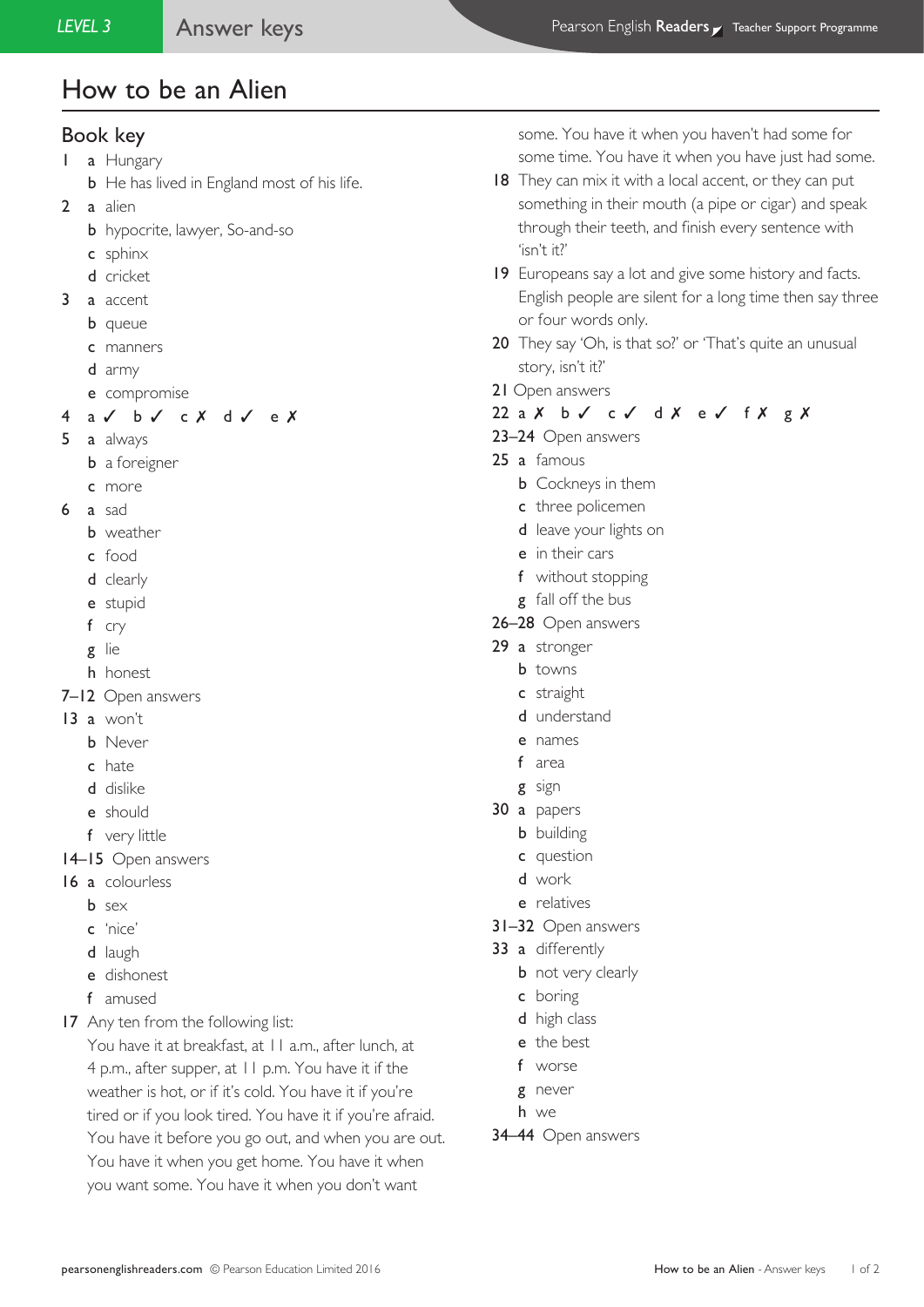# How to be an Alien

## Book key

1 a Hungary
  b He has lived in England most of his life.

2 a alien
  b hypocrite, lawyer, So-and-so
  c sphinx
  d cricket

3 a accent
  b queue
  c manners
  d army
  e compromise

4 a ✓ b ✓ c ✗ d ✓ e ✗

5 a always
  b a foreigner
  c more

6 a sad
  b weather
  c food
  d clearly
  e stupid
  f cry
  g lie
  h honest

7–12 Open answers

13 a won't
  b Never
  c hate
  d dislike
  e should
  f very little

14–15 Open answers

16 a colourless
  b sex
  c 'nice'
  d laugh
  e dishonest
  f amused

17 Any ten from the following list:
You have it at breakfast, at 11 a.m., after lunch, at 4 p.m., after supper, at 11 p.m. You have it if the weather is hot, or if it's cold. You have it if you're tired or if you look tired. You have it if you're afraid. You have it before you go out, and when you are out. You have it when you get home. You have it when you want some. You have it when you don't want some. You have it when you haven't had some for some time. You have it when you have just had some.

18 They can mix it with a local accent, or they can put something in their mouth (a pipe or cigar) and speak through their teeth, and finish every sentence with 'isn't it?'

19 Europeans say a lot and give some history and facts. English people are silent for a long time then say three or four words only.

20 They say 'Oh, is that so?' or 'That's quite an unusual story, isn't it?'

21 Open answers

22 a ✗ b ✓ c ✓ d ✗ e ✓ f ✗ g ✗

23–24 Open answers

25 a famous
  b Cockneys in them
  c three policemen
  d leave your lights on
  e in their cars
  f without stopping
  g fall off the bus

26–28 Open answers

29 a stronger
  b towns
  c straight
  d understand
  e names
  f area
  g sign

30 a papers
  b building
  c question
  d work
  e relatives

31–32 Open answers

33 a differently
  b not very clearly
  c boring
  d high class
  e the best
  f worse
  g never
  h we

34–44 Open answers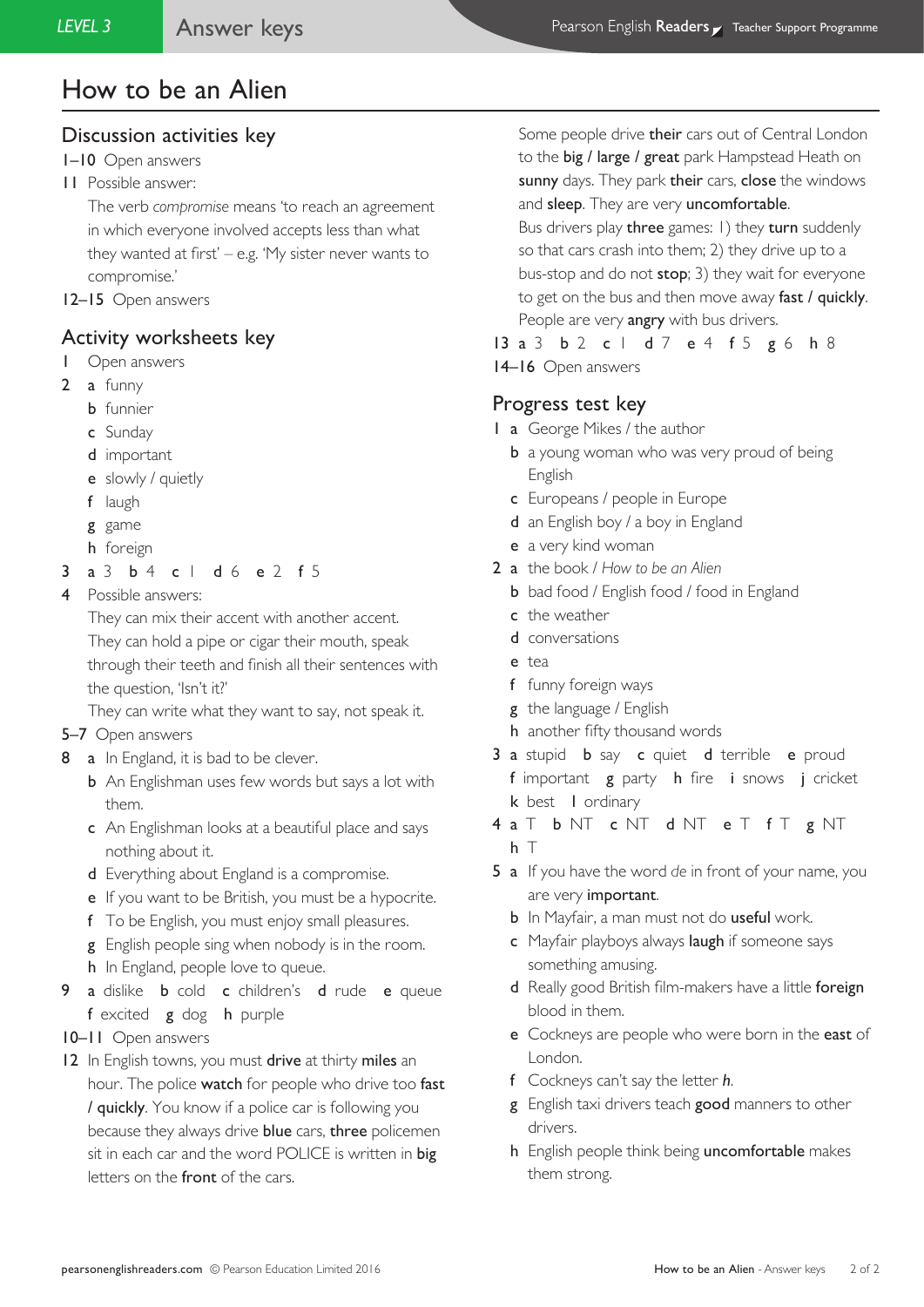# How to be an Alien

## Discussion activities key

1–10 Open answers

11 Possible answer:
The verb *compromise* means 'to reach an agreement in which everyone involved accepts less than what they wanted at first' – e.g. 'My sister never wants to compromise.'

12–15 Open answers

## Activity worksheets key

1 Open answers

2
- **a** funny
- **b** funnier
- **c** Sunday
- **d** important
- **e** slowly / quietly
- **f** laugh
- **g** game
- **h** foreign

3 **a** 3 **b** 4 **c** 1 **d** 6 **e** 2 **f** 5

4 Possible answers:
They can mix their accent with another accent.
They can hold a pipe or cigar their mouth, speak through their teeth and finish all their sentences with the question, 'Isn't it?'
They can write what they want to say, not speak it.

5–7 Open answers

8
- **a** In England, it is bad to be clever.
- **b** An Englishman uses few words but says a lot with them.
- **c** An Englishman looks at a beautiful place and says nothing about it.
- **d** Everything about England is a compromise.
- **e** If you want to be British, you must be a hypocrite.
- **f** To be English, you must enjoy small pleasures.
- **g** English people sing when nobody is in the room.
- **h** In England, people love to queue.

9 **a** dislike **b** cold **c** children's **d** rude **e** queue **f** excited **g** dog **h** purple

10–11 Open answers

12 In English towns, you must **drive** at thirty **miles** an hour. The police **watch** for people who drive too **fast / quickly**. You know if a police car is following you because they always drive **blue** cars, **three** policemen sit in each car and the word POLICE is written in **big** letters on the **front** of the cars.
Some people drive **their** cars out of Central London to the **big / large / great** park Hampstead Heath on **sunny** days. They park **their** cars, **close** the windows and **sleep**. They are very **uncomfortable**.
Bus drivers play **three** games: 1) they **turn** suddenly so that cars crash into them; 2) they drive up to a bus-stop and do not **stop**; 3) they wait for everyone to get on the bus and then move away **fast / quickly**. People are very **angry** with bus drivers.

13 **a** 3 **b** 2 **c** 1 **d** 7 **e** 4 **f** 5 **g** 6 **h** 8

14–16 Open answers

## Progress test key

1
- **a** George Mikes / the author
- **b** a young woman who was very proud of being English
- **c** Europeans / people in Europe
- **d** an English boy / a boy in England
- **e** a very kind woman

2
- **a** the book / *How to be an Alien*
- **b** bad food / English food / food in England
- **c** the weather
- **d** conversations
- **e** tea
- **f** funny foreign ways
- **g** the language / English
- **h** another fifty thousand words

3 **a** stupid **b** say **c** quiet **d** terrible **e** proud **f** important **g** party **h** fire **i** snows **j** cricket **k** best **l** ordinary

4 **a** T **b** NT **c** NT **d** NT **e** T **f** T **g** NT **h** T

5
- **a** If you have the word *de* in front of your name, you are very **important**.
- **b** In Mayfair, a man must not do **useful** work.
- **c** Mayfair playboys always **laugh** if someone says something amusing.
- **d** Really good British film-makers have a little **foreign** blood in them.
- **e** Cockneys are people who were born in the **east** of London.
- **f** Cockneys can't say the letter ***h***.
- **g** English taxi drivers teach **good** manners to other drivers.
- **h** English people think being **uncomfortable** makes them strong.